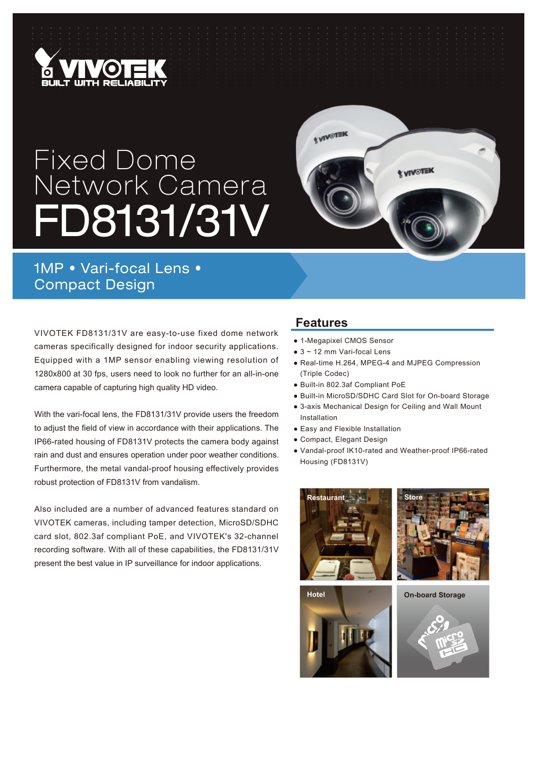# Fixed Dome Network Camera FD8131/31V

## 1MP • Vari-focal Lens • Compact Design

VIVOTEK FD8131/31V are easy-to-use fixed dome network cameras specifically designed for indoor security applications. Equipped with a 1MP sensor enabling viewing resolution of 1280x800 at 30 fps, users need to look no further for an all-in-one camera capable of capturing high quality HD video.

With the vari-focal lens, the FD8131/31V provide users the freedom to adjust the field of view in accordance with their applications. The IP66-rated housing of FD8131V protects the camera body against rain and dust and ensures operation under poor weather conditions. Furthermore, the metal vandal-proof housing effectively provides robust protection of FD8131V from vandalism.

Also included are a number of advanced features standard on VIVOTEK cameras, including tamper detection, MicroSD/SDHC card slot, 802.3af compliant PoE, and VIVOTEK's 32-channel recording software. With all of these capabilities, the FD8131/31V present the best value in IP surveillance for indoor applications.

## Features

- 1-Megapixel CMOS Sensor
- 3 ~ 12 mm Vari-focal Lens
- Real-time H.264, MPEG-4 and MJPEG Compression (Triple Codec)
- Built-in 802.3af Compliant PoE
- Built-in MicroSD/SDHC Card Slot for On-board Storage
- 3-axis Mechanical Design for Ceiling and Wall Mount Installation
- Easy and Flexible Installation
- Compact, Elegant Design
- Vandal-proof IK10-rated and Weather-proof IP66-rated Housing (FD8131V)

Restaurant

Store

Hotel

On-board Storage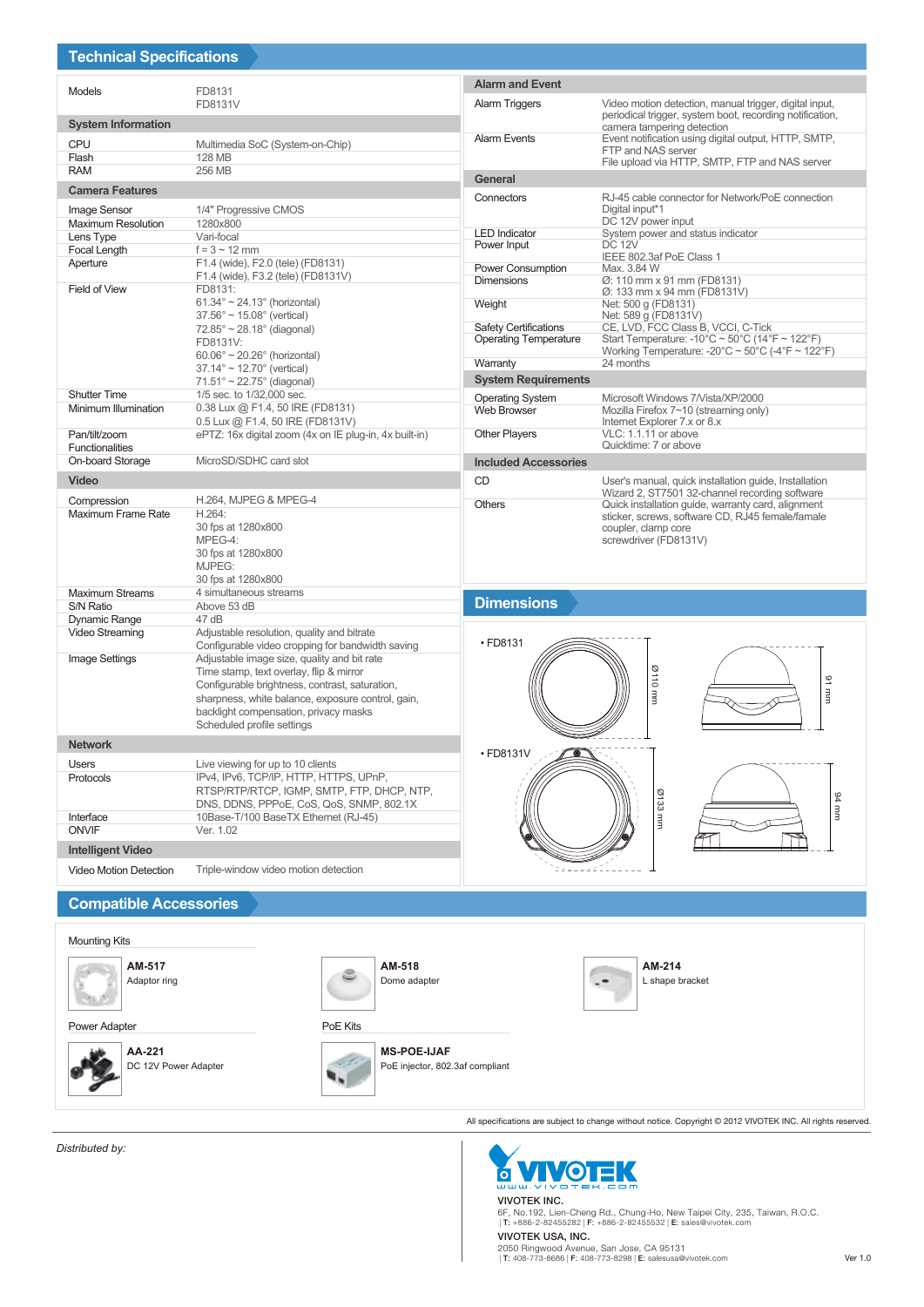## Technical Specifications

| | |
|---|---|
| Models | FD8131<br>FD8131V |
| **System Information** | |
| CPU | Multimedia SoC (System-on-Chip) |
| Flash | 128 MB |
| RAM | 256 MB |
| **Camera Features** | |
| Image Sensor | 1/4" Progressive CMOS |
| Maximum Resolution | 1280x800 |
| Lens Type | Vari-focal |
| Focal Length | f = 3 ~ 12 mm |
| Aperture | F1.4 (wide), F2.0 (tele) (FD8131)<br>F1.4 (wide), F3.2 (tele) (FD8131V) |
| Field of View | FD8131:<br>61.34° ~ 24.13° (horizontal)<br>37.56° ~ 15.08° (vertical)<br>72.85° ~ 28.18° (diagonal)<br>FD8131V:<br>60.06° ~ 20.26° (horizontal)<br>37.14° ~ 12.70° (vertical)<br>71.51° ~ 22.75° (diagonal) |
| Shutter Time | 1/5 sec. to 1/32,000 sec. |
| Minimum Illumination | 0.38 Lux @ F1.4, 50 IRE (FD8131)<br>0.5 Lux @ F1.4, 50 IRE (FD8131V) |
| Pan/tilt/zoom Functionalities | ePTZ: 16x digital zoom (4x on IE plug-in, 4x built-in) |
| On-board Storage | MicroSD/SDHC card slot |
| **Video** | |
| Compression | H.264, MJPEG & MPEG-4 |
| Maximum Frame Rate | H.264:<br>30 fps at 1280x800<br>MPEG-4:<br>30 fps at 1280x800<br>MJPEG:<br>30 fps at 1280x800 |
| Maximum Streams | 4 simultaneous streams |
| S/N Ratio | Above 53 dB |
| Dynamic Range | 47 dB |
| Video Streaming | Adjustable resolution, quality and bitrate<br>Configurable video cropping for bandwidth saving |
| Image Settings | Adjustable image size, quality and bit rate<br>Time stamp, text overlay, flip & mirror<br>Configurable brightness, contrast, saturation, sharpness, white balance, exposure control, gain, backlight compensation, privacy masks<br>Scheduled profile settings |
| **Network** | |
| Users | Live viewing for up to 10 clients |
| Protocols | IPv4, IPv6, TCP/IP, HTTP, HTTPS, UPnP, RTSP/RTP/RTCP, IGMP, SMTP, FTP, DHCP, NTP, DNS, DDNS, PPPoE, CoS, QoS, SNMP, 802.1X |
| Interface | 10Base-T/100 BaseTX Ethernet (RJ-45) |
| ONVIF | Ver. 1.02 |
| **Intelligent Video** | |
| Video Motion Detection | Triple-window video motion detection |
| **Alarm and Event** | |
| Alarm Triggers | Video motion detection, manual trigger, digital input, periodical trigger, system boot, recording notification, camera tampering detection |
| Alarm Events | Event notification using digital output, HTTP, SMTP, FTP and NAS server<br>File upload via HTTP, SMTP, FTP and NAS server |
| **General** | |
| Connectors | RJ-45 cable connector for Network/PoE connection<br>Digital input*1<br>DC 12V power input |
| LED Indicator | System power and status indicator |
| Power Input | DC 12V<br>IEEE 802.3af PoE Class 1 |
| Power Consumption | Max. 3.84 W |
| Dimensions | Ø: 110 mm x 91 mm (FD8131)<br>Ø: 133 mm x 94 mm (FD8131V) |
| Weight | Net: 500 g (FD8131)<br>Net: 589 g (FD8131V) |
| Safety Certifications | CE, LVD, FCC Class B, VCCI, C-Tick |
| Operating Temperature | Start Temperature: -10°C ~ 50°C (14°F ~ 122°F)<br>Working Temperature: -20°C ~ 50°C (-4°F ~ 122°F) |
| Warranty | 24 months |
| **System Requirements** | |
| Operating System | Microsoft Windows 7/Vista/XP/2000 |
| Web Browser | Mozilla Firefox 7~10 (streaming only)<br>Internet Explorer 7.x or 8.x |
| Other Players | VLC: 1.1.11 or above<br>Quicktime: 7 or above |
| **Included Accessories** | |
| CD | User's manual, quick installation guide, Installation Wizard 2, ST7501 32-channel recording software |
| Others | Quick installation guide, warranty card, alignment sticker, screws, software CD, RJ45 female/famale coupler, clamp core<br>screwdriver (FD8131V) |

## Dimensions

• FD8131

Ø110 mm

91 mm

• FD8131V

Ø133 mm

94 mm

## Compatible Accessories

Mounting Kits

**AM-517**
Adaptor ring

**AM-518**
Dome adapter

**AM-214**
L shape bracket

Power Adapter

**AA-221**
DC 12V Power Adapter

PoE Kits

**MS-POE-IJAF**
PoE injector, 802.3af compliant

All specifications are subject to change without notice. Copyright © 2012 VIVOTEK INC. All rights reserved.

*Distributed by:*

VIVOTEK
www.vivotek.com

**VIVOTEK INC.**
6F, No.192, Lien-Cheng Rd., Chung-Ho, New Taipei City, 235, Taiwan, R.O.C.
| **T:** +886-2-82455282 | **F:** +886-2-82455532 | **E:** sales@vivotek.com

**VIVOTEK USA, INC.**
2050 Ringwood Avenue, San Jose, CA 95131
| **T:** 408-773-8686 | **F:** 408-773-8298 | **E:** salesusa@vivotek.com

Ver 1.0